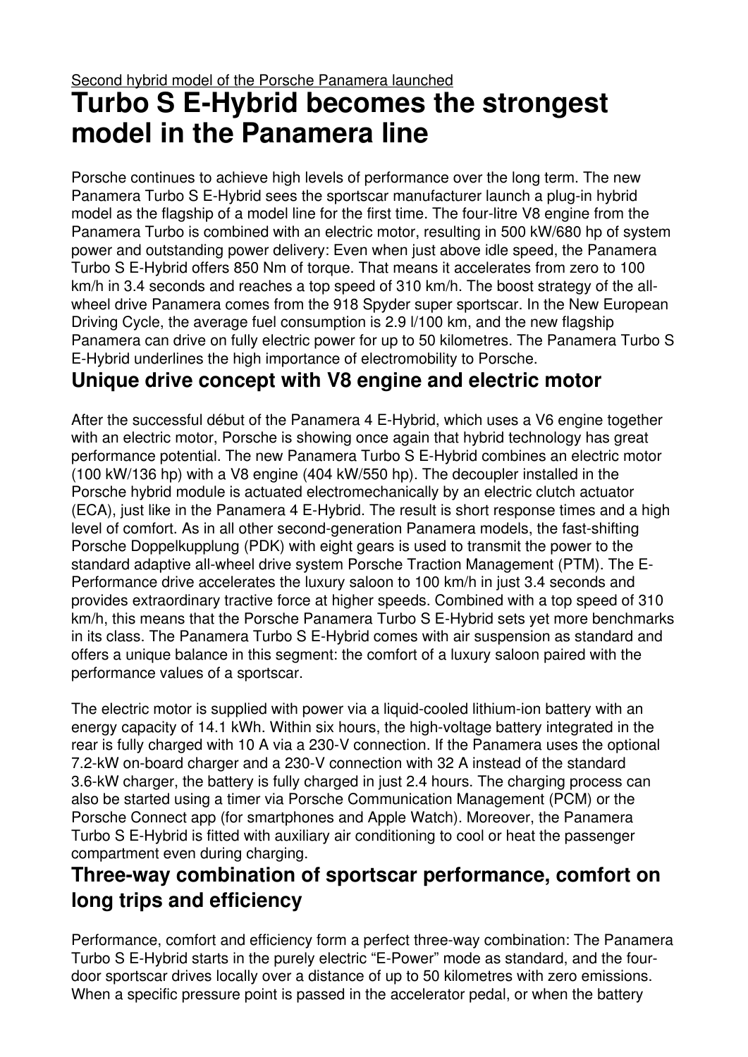Second hybrid model of the Porsche Panamera launched

# Turbo S E-Hybrid becomes the strongest model in the Panamera line

Porsche continues to achieve high levels of performance over the long term. The new Panamera Turbo S E-Hybrid sees the sportscar manufacturer launch a plug-in hybrid model as the flagship of a model line for the first time. The four-litre V8 engine from the Panamera Turbo is combined with an electric motor, resulting in 500 kW/680 hp of system power and outstanding power delivery: Even when just above idle speed, the Panamera Turbo S E-Hybrid offers 850 Nm of torque. That means it accelerates from zero to 100 km/h in 3.4 seconds and reaches a top speed of 310 km/h. The boost strategy of the all-wheel drive Panamera comes from the 918 Spyder super sportscar. In the New European Driving Cycle, the average fuel consumption is 2.9 l/100 km, and the new flagship Panamera can drive on fully electric power for up to 50 kilometres. The Panamera Turbo S E-Hybrid underlines the high importance of electromobility to Porsche.

## Unique drive concept with V8 engine and electric motor

After the successful début of the Panamera 4 E-Hybrid, which uses a V6 engine together with an electric motor, Porsche is showing once again that hybrid technology has great performance potential. The new Panamera Turbo S E-Hybrid combines an electric motor (100 kW/136 hp) with a V8 engine (404 kW/550 hp). The decoupler installed in the Porsche hybrid module is actuated electromechanically by an electric clutch actuator (ECA), just like in the Panamera 4 E-Hybrid. The result is short response times and a high level of comfort. As in all other second-generation Panamera models, the fast-shifting Porsche Doppelkupplung (PDK) with eight gears is used to transmit the power to the standard adaptive all-wheel drive system Porsche Traction Management (PTM). The E-Performance drive accelerates the luxury saloon to 100 km/h in just 3.4 seconds and provides extraordinary tractive force at higher speeds. Combined with a top speed of 310 km/h, this means that the Porsche Panamera Turbo S E-Hybrid sets yet more benchmarks in its class. The Panamera Turbo S E-Hybrid comes with air suspension as standard and offers a unique balance in this segment: the comfort of a luxury saloon paired with the performance values of a sportscar.

The electric motor is supplied with power via a liquid-cooled lithium-ion battery with an energy capacity of 14.1 kWh. Within six hours, the high-voltage battery integrated in the rear is fully charged with 10 A via a 230-V connection. If the Panamera uses the optional 7.2-kW on-board charger and a 230-V connection with 32 A instead of the standard 3.6-kW charger, the battery is fully charged in just 2.4 hours. The charging process can also be started using a timer via Porsche Communication Management (PCM) or the Porsche Connect app (for smartphones and Apple Watch). Moreover, the Panamera Turbo S E-Hybrid is fitted with auxiliary air conditioning to cool or heat the passenger compartment even during charging.

## Three-way combination of sportscar performance, comfort on long trips and efficiency

Performance, comfort and efficiency form a perfect three-way combination: The Panamera Turbo S E-Hybrid starts in the purely electric “E-Power” mode as standard, and the four-door sportscar drives locally over a distance of up to 50 kilometres with zero emissions. When a specific pressure point is passed in the accelerator pedal, or when the battery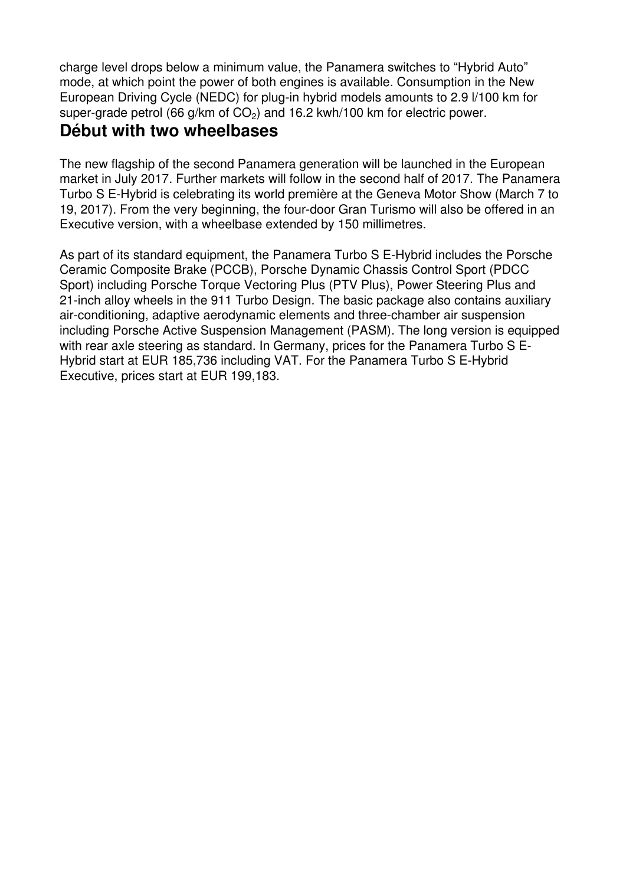charge level drops below a minimum value, the Panamera switches to “Hybrid Auto” mode, at which point the power of both engines is available. Consumption in the New European Driving Cycle (NEDC) for plug-in hybrid models amounts to 2.9 l/100 km for super-grade petrol (66 g/km of $CO_2$) and 16.2 kwh/100 km for electric power.

## Début with two wheelbases

The new flagship of the second Panamera generation will be launched in the European market in July 2017. Further markets will follow in the second half of 2017. The Panamera Turbo S E-Hybrid is celebrating its world première at the Geneva Motor Show (March 7 to 19, 2017). From the very beginning, the four-door Gran Turismo will also be offered in an Executive version, with a wheelbase extended by 150 millimetres.

As part of its standard equipment, the Panamera Turbo S E-Hybrid includes the Porsche Ceramic Composite Brake (PCCB), Porsche Dynamic Chassis Control Sport (PDCC Sport) including Porsche Torque Vectoring Plus (PTV Plus), Power Steering Plus and 21-inch alloy wheels in the 911 Turbo Design. The basic package also contains auxiliary air-conditioning, adaptive aerodynamic elements and three-chamber air suspension including Porsche Active Suspension Management (PASM). The long version is equipped with rear axle steering as standard. In Germany, prices for the Panamera Turbo S E-Hybrid start at EUR 185,736 including VAT. For the Panamera Turbo S E-Hybrid Executive, prices start at EUR 199,183.